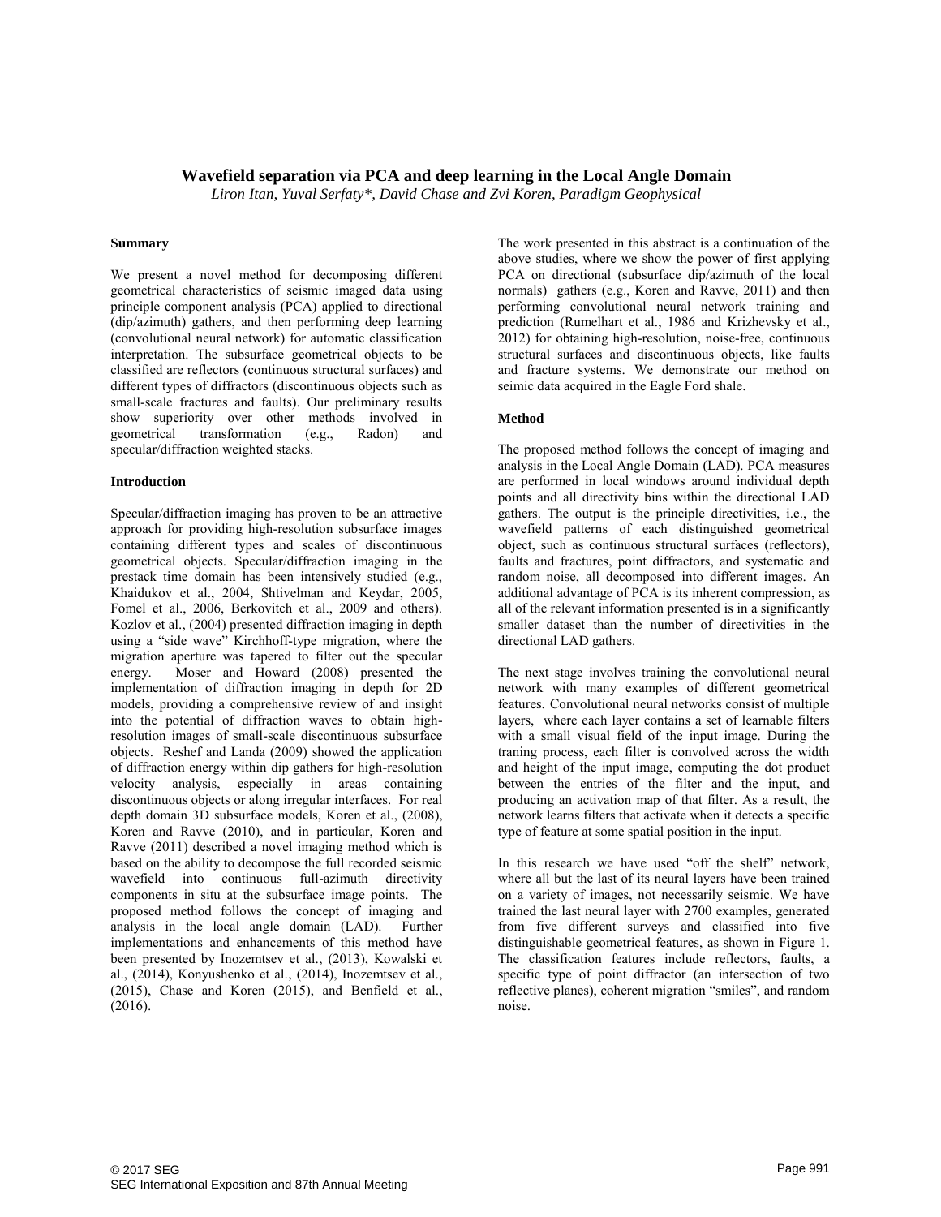# Wavefield separation via PCA and deep learning in the Local Angle Domain

*Liron Itan, Yuval Serfaty\*, David Chase and Zvi Koren, Paradigm Geophysical*

## Summary

We present a novel method for decomposing different geometrical characteristics of seismic imaged data using principle component analysis (PCA) applied to directional (dip/azimuth) gathers, and then performing deep learning (convolutional neural network) for automatic classification interpretation. The subsurface geometrical objects to be classified are reflectors (continuous structural surfaces) and different types of diffractors (discontinuous objects such as small-scale fractures and faults). Our preliminary results show superiority over other methods involved in geometrical transformation (e.g., Radon) and specular/diffraction weighted stacks.

## Introduction

Specular/diffraction imaging has proven to be an attractive approach for providing high-resolution subsurface images containing different types and scales of discontinuous geometrical objects. Specular/diffraction imaging in the prestack time domain has been intensively studied (e.g., Khaidukov et al., 2004, Shtivelman and Keydar, 2005, Fomel et al., 2006, Berkovitch et al., 2009 and others). Kozlov et al., (2004) presented diffraction imaging in depth using a "side wave" Kirchhoff-type migration, where the migration aperture was tapered to filter out the specular energy. Moser and Howard (2008) presented the implementation of diffraction imaging in depth for 2D models, providing a comprehensive review of and insight into the potential of diffraction waves to obtain high-resolution images of small-scale discontinuous subsurface objects. Reshef and Landa (2009) showed the application of diffraction energy within dip gathers for high-resolution velocity analysis, especially in areas containing discontinuous objects or along irregular interfaces. For real depth domain 3D subsurface models, Koren et al., (2008), Koren and Ravve (2010), and in particular, Koren and Ravve (2011) described a novel imaging method which is based on the ability to decompose the full recorded seismic wavefield into continuous full-azimuth directivity components in situ at the subsurface image points. The proposed method follows the concept of imaging and analysis in the local angle domain (LAD). Further implementations and enhancements of this method have been presented by Inozemtsev et al., (2013), Kowalski et al., (2014), Konyushenko et al., (2014), Inozemtsev et al., (2015), Chase and Koren (2015), and Benfield et al., (2016).

The work presented in this abstract is a continuation of the above studies, where we show the power of first applying PCA on directional (subsurface dip/azimuth of the local normals) gathers (e.g., Koren and Ravve, 2011) and then performing convolutional neural network training and prediction (Rumelhart et al., 1986 and Krizhevsky et al., 2012) for obtaining high-resolution, noise-free, continuous structural surfaces and discontinuous objects, like faults and fracture systems. We demonstrate our method on seimic data acquired in the Eagle Ford shale.

## Method

The proposed method follows the concept of imaging and analysis in the Local Angle Domain (LAD). PCA measures are performed in local windows around individual depth points and all directivity bins within the directional LAD gathers. The output is the principle directivities, i.e., the wavefield patterns of each distinguished geometrical object, such as continuous structural surfaces (reflectors), faults and fractures, point diffractors, and systematic and random noise, all decomposed into different images. An additional advantage of PCA is its inherent compression, as all of the relevant information presented is in a significantly smaller dataset than the number of directivities in the directional LAD gathers.

The next stage involves training the convolutional neural network with many examples of different geometrical features. Convolutional neural networks consist of multiple layers, where each layer contains a set of learnable filters with a small visual field of the input image. During the traning process, each filter is convolved across the width and height of the input image, computing the dot product between the entries of the filter and the input, and producing an activation map of that filter. As a result, the network learns filters that activate when it detects a specific type of feature at some spatial position in the input.

In this research we have used "off the shelf" network, where all but the last of its neural layers have been trained on a variety of images, not necessarily seismic. We have trained the last neural layer with 2700 examples, generated from five different surveys and classified into five distinguishable geometrical features, as shown in Figure 1. The classification features include reflectors, faults, a specific type of point diffractor (an intersection of two reflective planes), coherent migration "smiles", and random noise.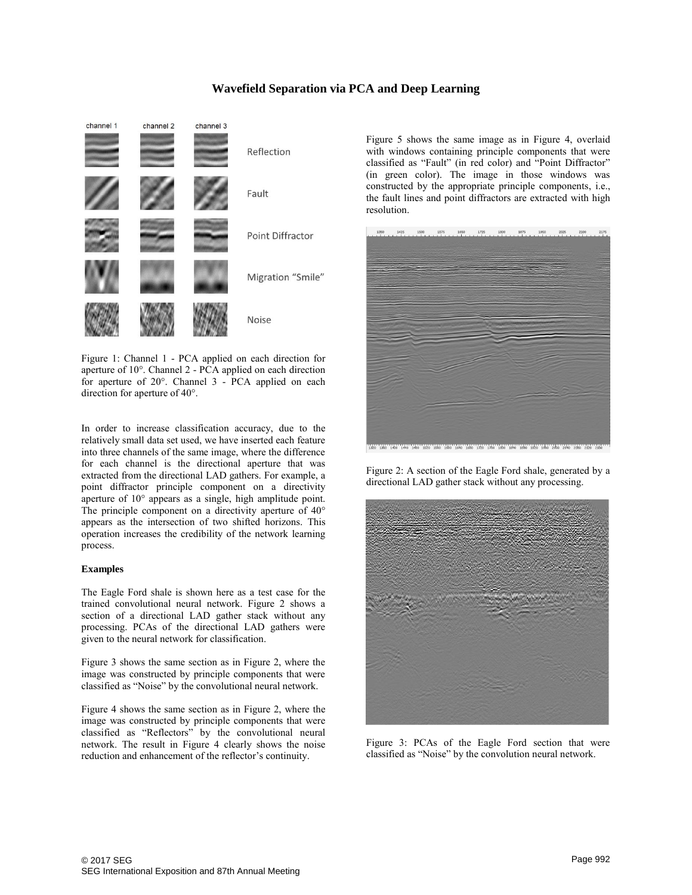Figure 1: Channel 1 - PCA applied on each direction for aperture of 10°. Channel 2 - PCA applied on each direction for aperture of 20°. Channel 3 - PCA applied on each direction for aperture of 40°.

In order to increase classification accuracy, due to the relatively small data set used, we have inserted each feature into three channels of the same image, where the difference for each channel is the directional aperture that was extracted from the directional LAD gathers. For example, a point diffractor principle component on a directivity aperture of 10° appears as a single, high amplitude point. The principle component on a directivity aperture of 40° appears as the intersection of two shifted horizons. This operation increases the credibility of the network learning process.

**Examples**

The Eagle Ford shale is shown here as a test case for the trained convolutional neural network. Figure 2 shows a section of a directional LAD gather stack without any processing. PCAs of the directional LAD gathers were given to the neural network for classification.

Figure 3 shows the same section as in Figure 2, where the image was constructed by principle components that were classified as "Noise" by the convolutional neural network.

Figure 4 shows the same section as in Figure 2, where the image was constructed by principle components that were classified as "Reflectors" by the convolutional neural network. The result in Figure 4 clearly shows the noise reduction and enhancement of the reflector's continuity.

Figure 5 shows the same image as in Figure 4, overlaid with windows containing principle components that were classified as "Fault" (in red color) and "Point Diffractor" (in green color). The image in those windows was constructed by the appropriate principle components, i.e., the fault lines and point diffractors are extracted with high resolution.

Figure 2: A section of the Eagle Ford shale, generated by a directional LAD gather stack without any processing.

Figure 3: PCAs of the Eagle Ford section that were classified as "Noise" by the convolution neural network.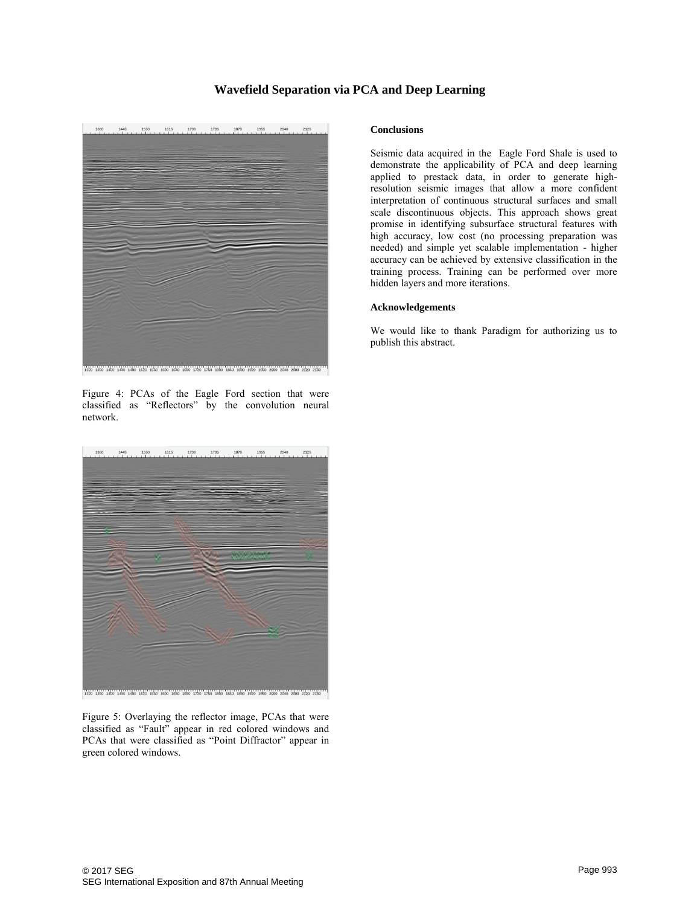Figure 4: PCAs of the Eagle Ford section that were classified as "Reflectors" by the convolution neural network.

Figure 5: Overlaying the reflector image, PCAs that were classified as "Fault" appear in red colored windows and PCAs that were classified as "Point Diffractor" appear in green colored windows.

## Conclusions

Seismic data acquired in the Eagle Ford Shale is used to demonstrate the applicability of PCA and deep learning applied to prestack data, in order to generate high-resolution seismic images that allow a more confident interpretation of continuous structural surfaces and small scale discontinuous objects. This approach shows great promise in identifying subsurface structural features with high accuracy, low cost (no processing preparation was needed) and simple yet scalable implementation - higher accuracy can be achieved by extensive classification in the training process. Training can be performed over more hidden layers and more iterations.

## Acknowledgements

We would like to thank Paradigm for authorizing us to publish this abstract.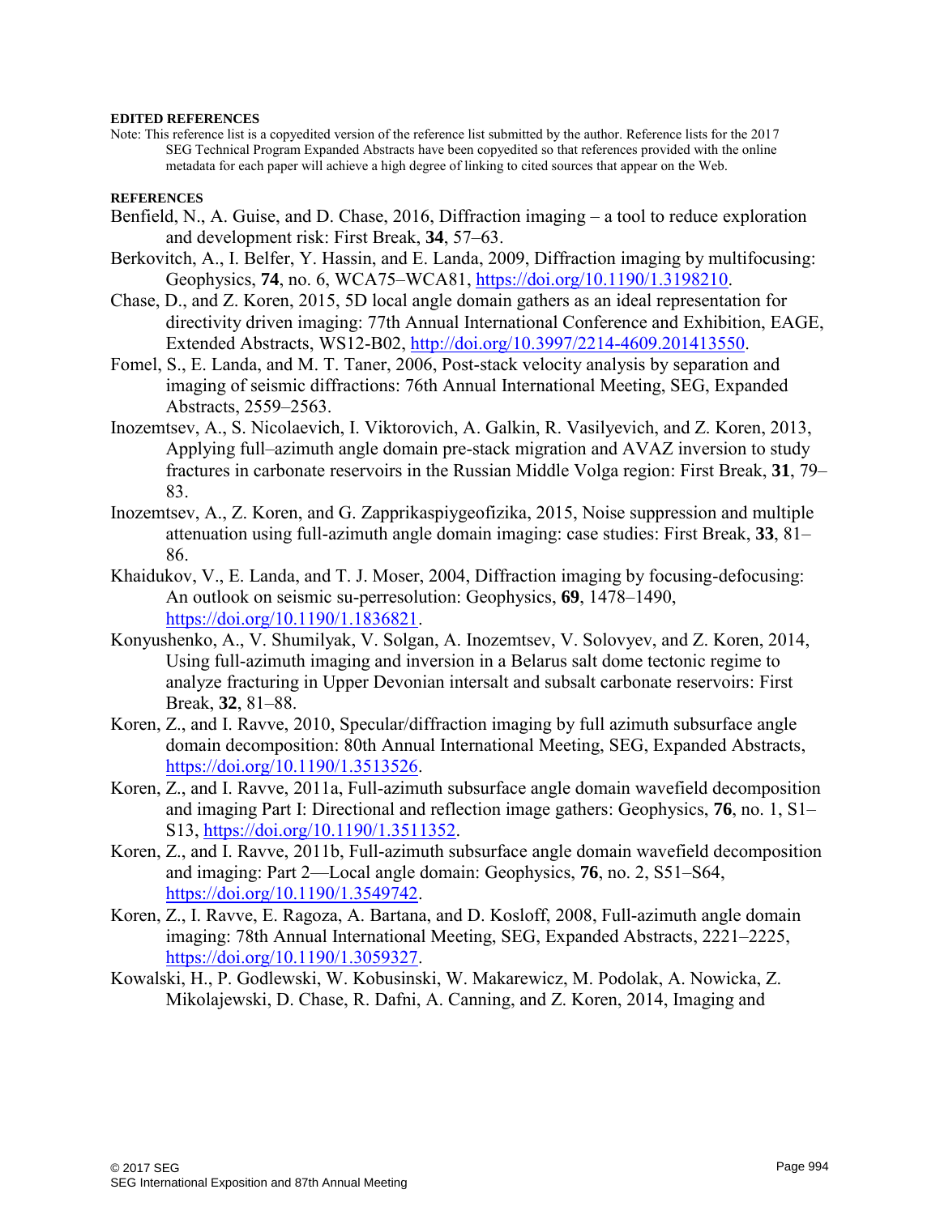**EDITED REFERENCES**

Note: This reference list is a copyedited version of the reference list submitted by the author. Reference lists for the 2017 SEG Technical Program Expanded Abstracts have been copyedited so that references provided with the online metadata for each paper will achieve a high degree of linking to cited sources that appear on the Web.

**REFERENCES**

Benfield, N., A. Guise, and D. Chase, 2016, Diffraction imaging – a tool to reduce exploration and development risk: First Break, **34**, 57–63.

Berkovitch, A., I. Belfer, Y. Hassin, and E. Landa, 2009, Diffraction imaging by multifocusing: Geophysics, **74**, no. 6, WCA75–WCA81, https://doi.org/10.1190/1.3198210.

Chase, D., and Z. Koren, 2015, 5D local angle domain gathers as an ideal representation for directivity driven imaging: 77th Annual International Conference and Exhibition, EAGE, Extended Abstracts, WS12-B02, http://doi.org/10.3997/2214-4609.201413550.

Fomel, S., E. Landa, and M. T. Taner, 2006, Post-stack velocity analysis by separation and imaging of seismic diffractions: 76th Annual International Meeting, SEG, Expanded Abstracts, 2559–2563.

Inozemtsev, A., S. Nicolaevich, I. Viktorovich, A. Galkin, R. Vasilyevich, and Z. Koren, 2013, Applying full–azimuth angle domain pre-stack migration and AVAZ inversion to study fractures in carbonate reservoirs in the Russian Middle Volga region: First Break, **31**, 79–83.

Inozemtsev, A., Z. Koren, and G. Zapprikaspiygeofizika, 2015, Noise suppression and multiple attenuation using full-azimuth angle domain imaging: case studies: First Break, **33**, 81–86.

Khaidukov, V., E. Landa, and T. J. Moser, 2004, Diffraction imaging by focusing-defocusing: An outlook on seismic su-perresolution: Geophysics, **69**, 1478–1490, https://doi.org/10.1190/1.1836821.

Konyushenko, A., V. Shumilyak, V. Solgan, A. Inozemtsev, V. Solovyev, and Z. Koren, 2014, Using full-azimuth imaging and inversion in a Belarus salt dome tectonic regime to analyze fracturing in Upper Devonian intersalt and subsalt carbonate reservoirs: First Break, **32**, 81–88.

Koren, Z., and I. Ravve, 2010, Specular/diffraction imaging by full azimuth subsurface angle domain decomposition: 80th Annual International Meeting, SEG, Expanded Abstracts, https://doi.org/10.1190/1.3513526.

Koren, Z., and I. Ravve, 2011a, Full-azimuth subsurface angle domain wavefield decomposition and imaging Part I: Directional and reflection image gathers: Geophysics, **76**, no. 1, S1–S13, https://doi.org/10.1190/1.3511352.

Koren, Z., and I. Ravve, 2011b, Full-azimuth subsurface angle domain wavefield decomposition and imaging: Part 2—Local angle domain: Geophysics, **76**, no. 2, S51–S64, https://doi.org/10.1190/1.3549742.

Koren, Z., I. Ravve, E. Ragoza, A. Bartana, and D. Kosloff, 2008, Full-azimuth angle domain imaging: 78th Annual International Meeting, SEG, Expanded Abstracts, 2221–2225, https://doi.org/10.1190/1.3059327.

Kowalski, H., P. Godlewski, W. Kobusinski, W. Makarewicz, M. Podolak, A. Nowicka, Z. Mikolajewski, D. Chase, R. Dafni, A. Canning, and Z. Koren, 2014, Imaging and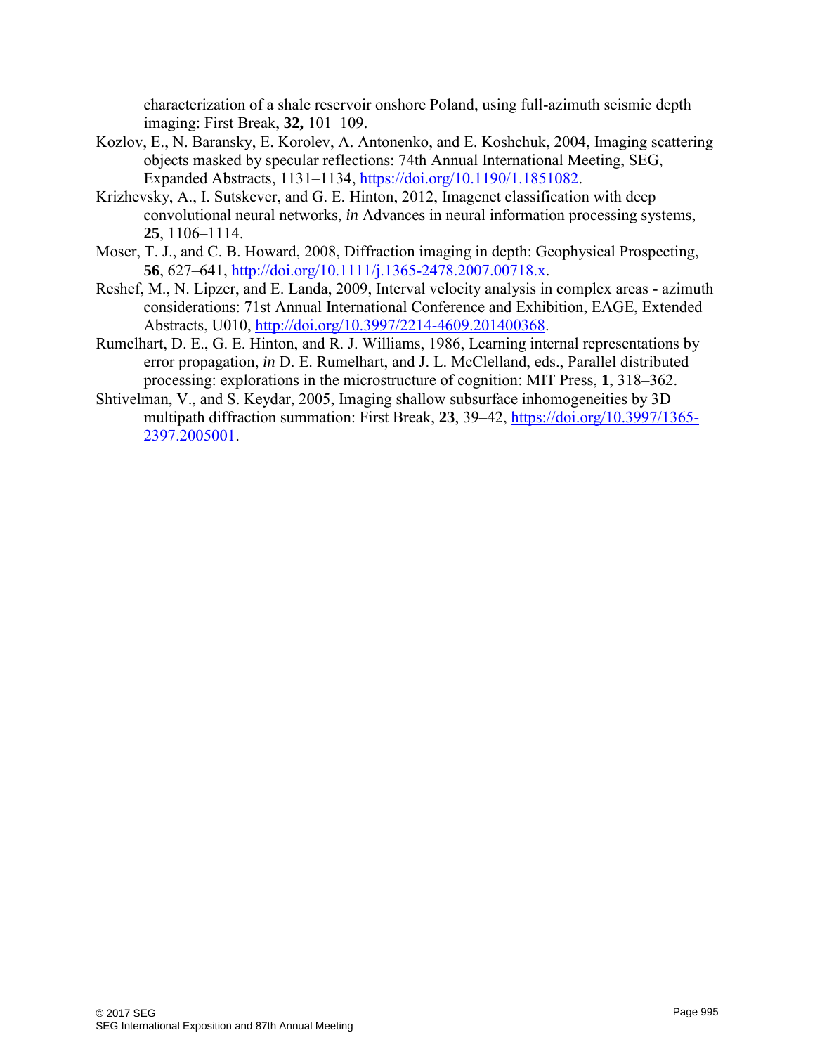characterization of a shale reservoir onshore Poland, using full-azimuth seismic depth imaging: First Break, **32,** 101–109.

Kozlov, E., N. Baransky, E. Korolev, A. Antonenko, and E. Koshchuk, 2004, Imaging scattering objects masked by specular reflections: 74th Annual International Meeting, SEG, Expanded Abstracts, 1131–1134, https://doi.org/10.1190/1.1851082.

Krizhevsky, A., I. Sutskever, and G. E. Hinton, 2012, Imagenet classification with deep convolutional neural networks, *in* Advances in neural information processing systems, **25**, 1106–1114.

Moser, T. J., and C. B. Howard, 2008, Diffraction imaging in depth: Geophysical Prospecting, **56**, 627–641, http://doi.org/10.1111/j.1365-2478.2007.00718.x.

Reshef, M., N. Lipzer, and E. Landa, 2009, Interval velocity analysis in complex areas - azimuth considerations: 71st Annual International Conference and Exhibition, EAGE, Extended Abstracts, U010, http://doi.org/10.3997/2214-4609.201400368.

Rumelhart, D. E., G. E. Hinton, and R. J. Williams, 1986, Learning internal representations by error propagation, *in* D. E. Rumelhart, and J. L. McClelland, eds., Parallel distributed processing: explorations in the microstructure of cognition: MIT Press, **1**, 318–362.

Shtivelman, V., and S. Keydar, 2005, Imaging shallow subsurface inhomogeneities by 3D multipath diffraction summation: First Break, **23**, 39–42, https://doi.org/10.3997/1365-2397.2005001.